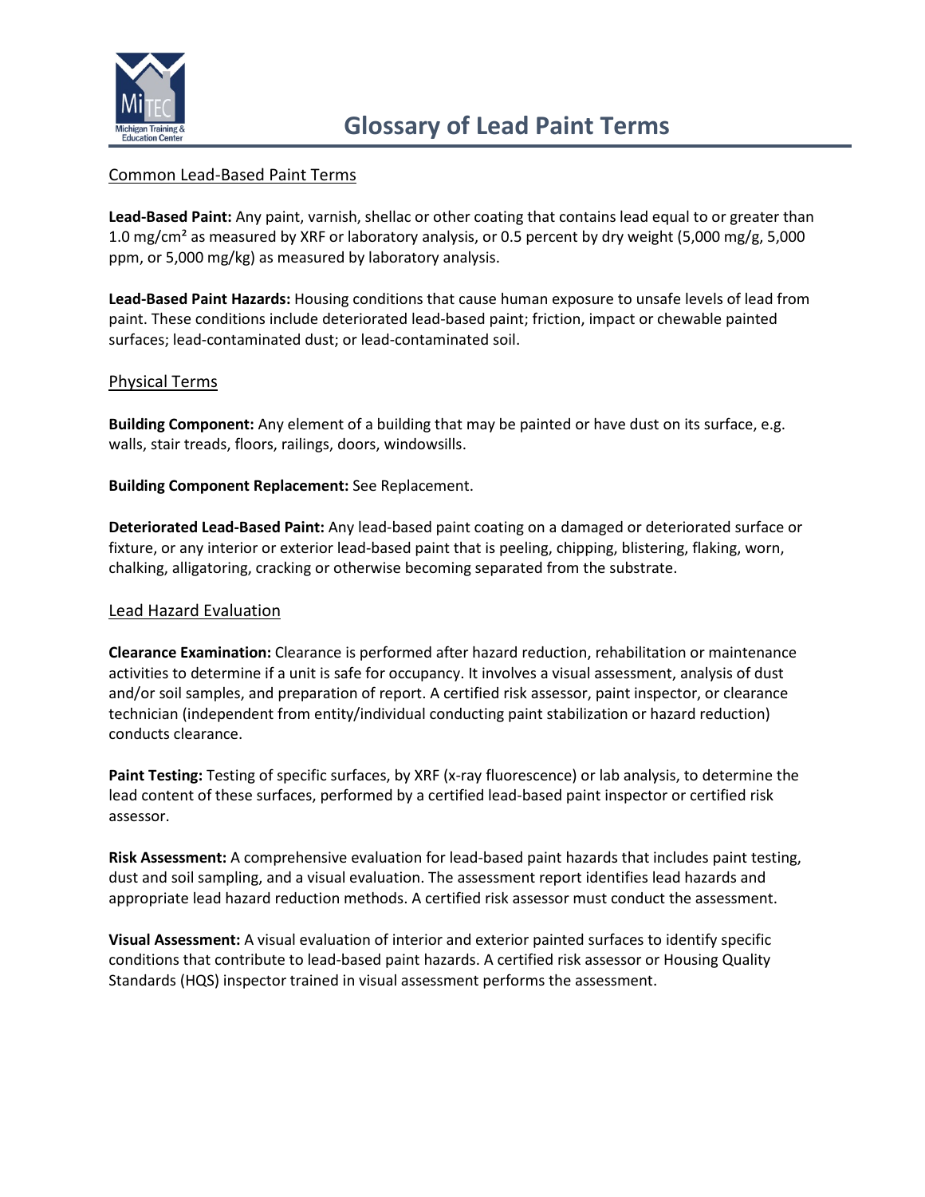# Glossary of Lead Paint Terms

## Common Lead-Based Paint Terms

**Lead-Based Paint:** Any paint, varnish, shellac or other coating that contains lead equal to or greater than 1.0 mg/cm² as measured by XRF or laboratory analysis, or 0.5 percent by dry weight (5,000 mg/g, 5,000 ppm, or 5,000 mg/kg) as measured by laboratory analysis.

**Lead-Based Paint Hazards:** Housing conditions that cause human exposure to unsafe levels of lead from paint. These conditions include deteriorated lead-based paint; friction, impact or chewable painted surfaces; lead-contaminated dust; or lead-contaminated soil.

## Physical Terms

**Building Component:** Any element of a building that may be painted or have dust on its surface, e.g. walls, stair treads, floors, railings, doors, windowsills.

**Building Component Replacement:** See Replacement.

**Deteriorated Lead-Based Paint:** Any lead-based paint coating on a damaged or deteriorated surface or fixture, or any interior or exterior lead-based paint that is peeling, chipping, blistering, flaking, worn, chalking, alligatoring, cracking or otherwise becoming separated from the substrate.

## Lead Hazard Evaluation

**Clearance Examination:** Clearance is performed after hazard reduction, rehabilitation or maintenance activities to determine if a unit is safe for occupancy. It involves a visual assessment, analysis of dust and/or soil samples, and preparation of report. A certified risk assessor, paint inspector, or clearance technician (independent from entity/individual conducting paint stabilization or hazard reduction) conducts clearance.

**Paint Testing:** Testing of specific surfaces, by XRF (x-ray fluorescence) or lab analysis, to determine the lead content of these surfaces, performed by a certified lead-based paint inspector or certified risk assessor.

**Risk Assessment:** A comprehensive evaluation for lead-based paint hazards that includes paint testing, dust and soil sampling, and a visual evaluation. The assessment report identifies lead hazards and appropriate lead hazard reduction methods. A certified risk assessor must conduct the assessment.

**Visual Assessment:** A visual evaluation of interior and exterior painted surfaces to identify specific conditions that contribute to lead-based paint hazards. A certified risk assessor or Housing Quality Standards (HQS) inspector trained in visual assessment performs the assessment.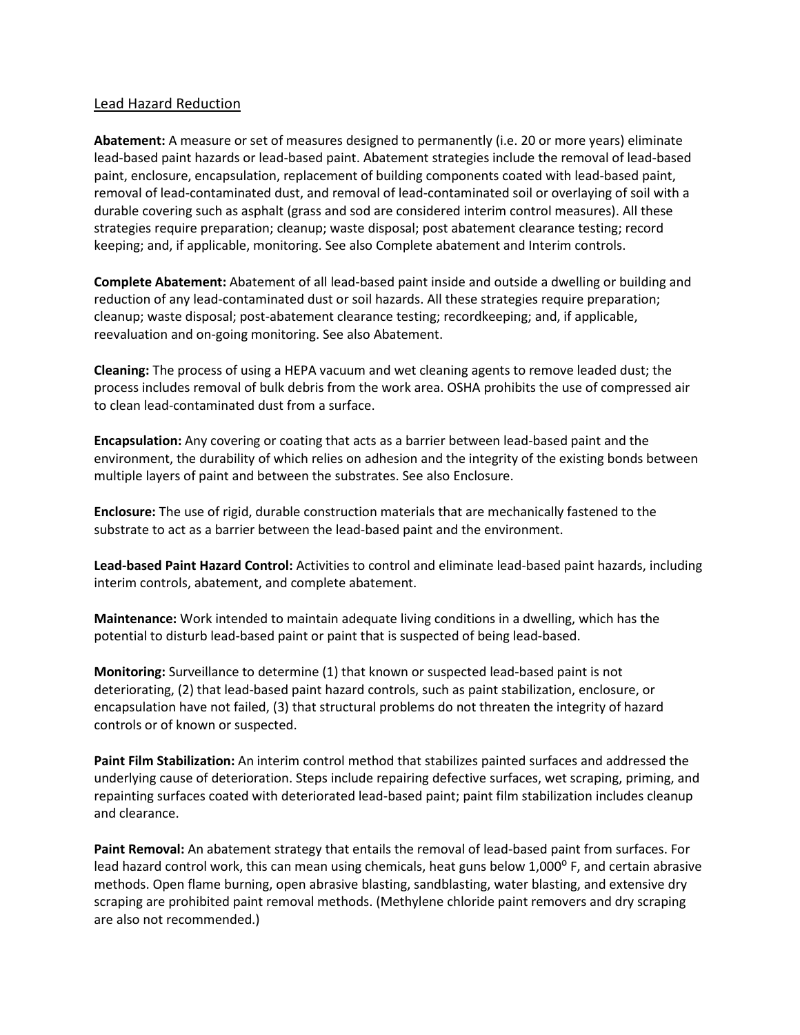## Lead Hazard Reduction

**Abatement:** A measure or set of measures designed to permanently (i.e. 20 or more years) eliminate lead-based paint hazards or lead-based paint. Abatement strategies include the removal of lead-based paint, enclosure, encapsulation, replacement of building components coated with lead-based paint, removal of lead-contaminated dust, and removal of lead-contaminated soil or overlaying of soil with a durable covering such as asphalt (grass and sod are considered interim control measures). All these strategies require preparation; cleanup; waste disposal; post abatement clearance testing; record keeping; and, if applicable, monitoring. See also Complete abatement and Interim controls.

**Complete Abatement:** Abatement of all lead-based paint inside and outside a dwelling or building and reduction of any lead-contaminated dust or soil hazards. All these strategies require preparation; cleanup; waste disposal; post-abatement clearance testing; recordkeeping; and, if applicable, reevaluation and on-going monitoring. See also Abatement.

**Cleaning:** The process of using a HEPA vacuum and wet cleaning agents to remove leaded dust; the process includes removal of bulk debris from the work area. OSHA prohibits the use of compressed air to clean lead-contaminated dust from a surface.

**Encapsulation:** Any covering or coating that acts as a barrier between lead-based paint and the environment, the durability of which relies on adhesion and the integrity of the existing bonds between multiple layers of paint and between the substrates. See also Enclosure.

**Enclosure:** The use of rigid, durable construction materials that are mechanically fastened to the substrate to act as a barrier between the lead-based paint and the environment.

**Lead-based Paint Hazard Control:** Activities to control and eliminate lead-based paint hazards, including interim controls, abatement, and complete abatement.

**Maintenance:** Work intended to maintain adequate living conditions in a dwelling, which has the potential to disturb lead-based paint or paint that is suspected of being lead-based.

**Monitoring:** Surveillance to determine (1) that known or suspected lead-based paint is not deteriorating, (2) that lead-based paint hazard controls, such as paint stabilization, enclosure, or encapsulation have not failed, (3) that structural problems do not threaten the integrity of hazard controls or of known or suspected.

**Paint Film Stabilization:** An interim control method that stabilizes painted surfaces and addressed the underlying cause of deterioration. Steps include repairing defective surfaces, wet scraping, priming, and repainting surfaces coated with deteriorated lead-based paint; paint film stabilization includes cleanup and clearance.

**Paint Removal:** An abatement strategy that entails the removal of lead-based paint from surfaces. For lead hazard control work, this can mean using chemicals, heat guns below 1,000$^{o}$ F, and certain abrasive methods. Open flame burning, open abrasive blasting, sandblasting, water blasting, and extensive dry scraping are prohibited paint removal methods. (Methylene chloride paint removers and dry scraping are also not recommended.)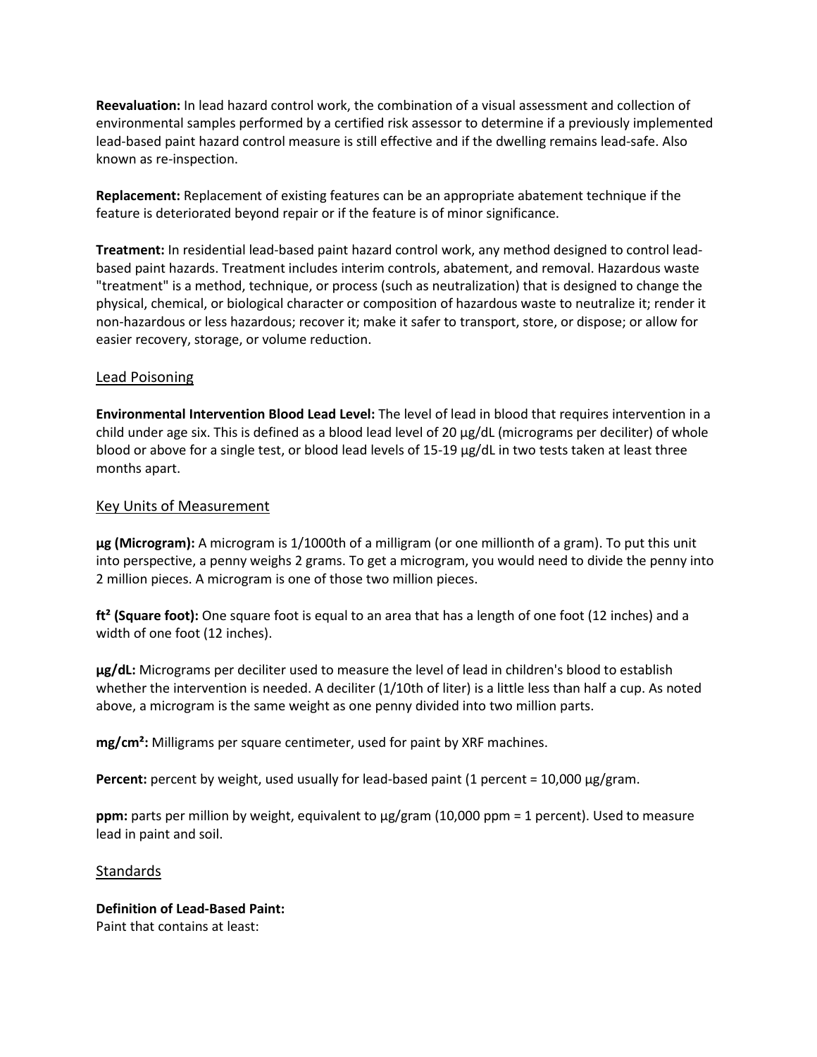**Reevaluation:** In lead hazard control work, the combination of a visual assessment and collection of environmental samples performed by a certified risk assessor to determine if a previously implemented lead-based paint hazard control measure is still effective and if the dwelling remains lead-safe. Also known as re-inspection.

**Replacement:** Replacement of existing features can be an appropriate abatement technique if the feature is deteriorated beyond repair or if the feature is of minor significance.

**Treatment:** In residential lead-based paint hazard control work, any method designed to control lead-based paint hazards. Treatment includes interim controls, abatement, and removal. Hazardous waste "treatment" is a method, technique, or process (such as neutralization) that is designed to change the physical, chemical, or biological character or composition of hazardous waste to neutralize it; render it non-hazardous or less hazardous; recover it; make it safer to transport, store, or dispose; or allow for easier recovery, storage, or volume reduction.

## Lead Poisoning

**Environmental Intervention Blood Lead Level:** The level of lead in blood that requires intervention in a child under age six. This is defined as a blood lead level of 20 µg/dL (micrograms per deciliter) of whole blood or above for a single test, or blood lead levels of 15-19 µg/dL in two tests taken at least three months apart.

## Key Units of Measurement

**µg (Microgram):** A microgram is 1/1000th of a milligram (or one millionth of a gram). To put this unit into perspective, a penny weighs 2 grams. To get a microgram, you would need to divide the penny into 2 million pieces. A microgram is one of those two million pieces.

**$ft^2$ (Square foot):** One square foot is equal to an area that has a length of one foot (12 inches) and a width of one foot (12 inches).

**µg/dL:** Micrograms per deciliter used to measure the level of lead in children's blood to establish whether the intervention is needed. A deciliter (1/10th of liter) is a little less than half a cup. As noted above, a microgram is the same weight as one penny divided into two million parts.

**$mg/cm^2$:** Milligrams per square centimeter, used for paint by XRF machines.

**Percent:** percent by weight, used usually for lead-based paint (1 percent = 10,000 µg/gram.

**ppm:** parts per million by weight, equivalent to µg/gram (10,000 ppm = 1 percent). Used to measure lead in paint and soil.

## Standards

**Definition of Lead-Based Paint:**
Paint that contains at least: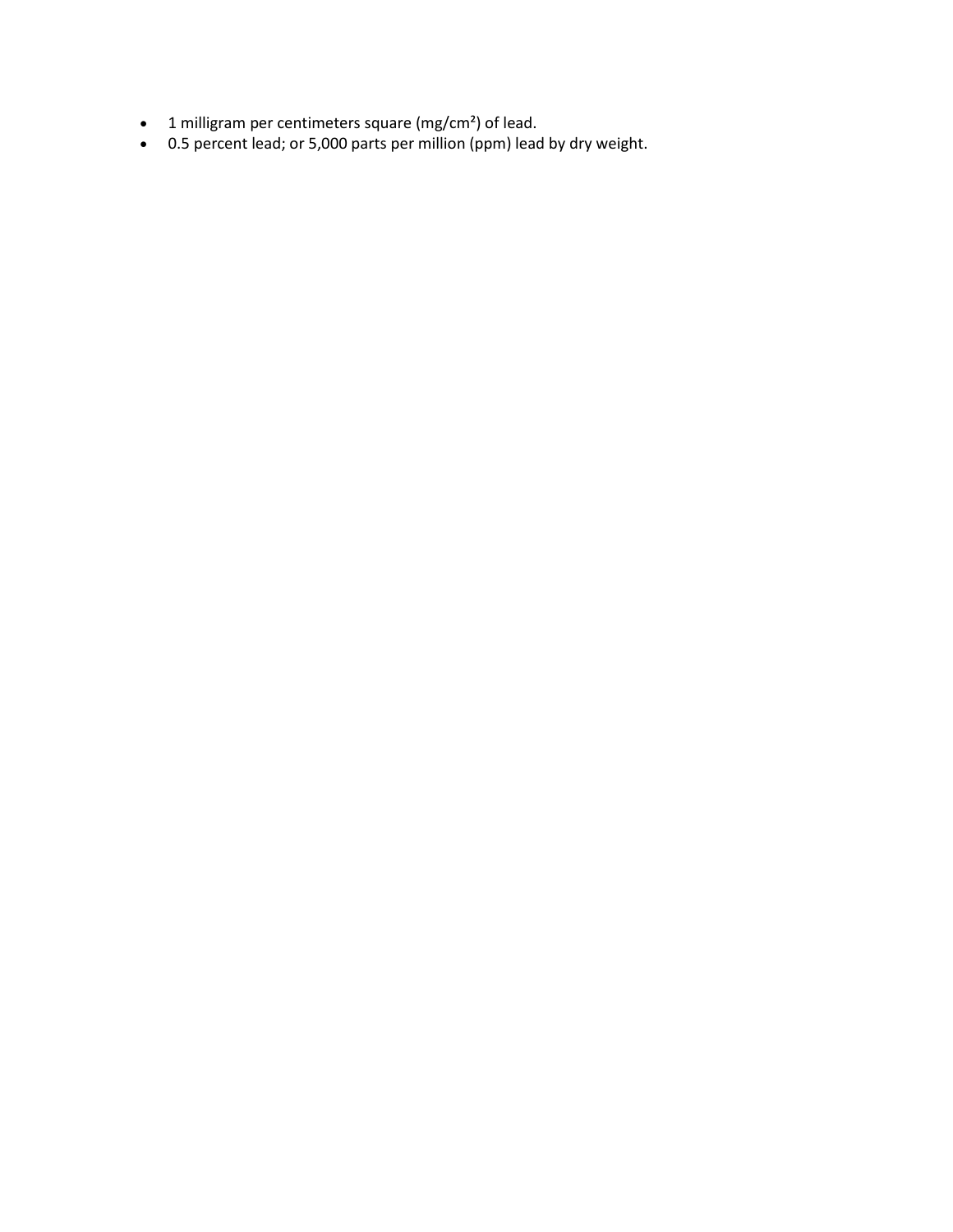- 1 milligram per centimeters square ($mg/cm^2$) of lead.
- 0.5 percent lead; or 5,000 parts per million (ppm) lead by dry weight.